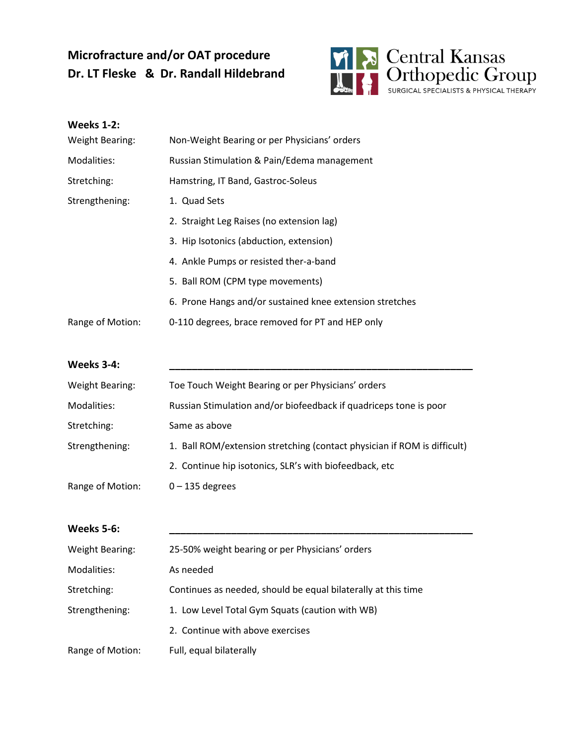# Microfracture and/or OAT procedure
## Dr. LT Fleske & Dr. Randall Hildebrand

Central Kansas Orthopedic Group
SURGICAL SPECIALISTS & PHYSICAL THERAPY

### Weeks 1-2:

| | |
|---|---|
| Weight Bearing: | Non-Weight Bearing or per Physicians' orders |
| Modalities: | Russian Stimulation & Pain/Edema management |
| Stretching: | Hamstring, IT Band, Gastroc-Soleus |
| Strengthening: | 1. Quad Sets |
| | 2. Straight Leg Raises (no extension lag) |
| | 3. Hip Isotonics (abduction, extension) |
| | 4. Ankle Pumps or resisted ther-a-band |
| | 5. Ball ROM (CPM type movements) |
| | 6. Prone Hangs and/or sustained knee extension stretches |
| Range of Motion: | 0-110 degrees, brace removed for PT and HEP only |

### Weeks 3-4:

| | |
|---|---|
| Weight Bearing: | Toe Touch Weight Bearing or per Physicians' orders |
| Modalities: | Russian Stimulation and/or biofeedback if quadriceps tone is poor |
| Stretching: | Same as above |
| Strengthening: | 1. Ball ROM/extension stretching (contact physician if ROM is difficult) |
| | 2. Continue hip isotonics, SLR's with biofeedback, etc |
| Range of Motion: | 0 – 135 degrees |

### Weeks 5-6:

| | |
|---|---|
| Weight Bearing: | 25-50% weight bearing or per Physicians' orders |
| Modalities: | As needed |
| Stretching: | Continues as needed, should be equal bilaterally at this time |
| Strengthening: | 1. Low Level Total Gym Squats (caution with WB) |
| | 2. Continue with above exercises |
| Range of Motion: | Full, equal bilaterally |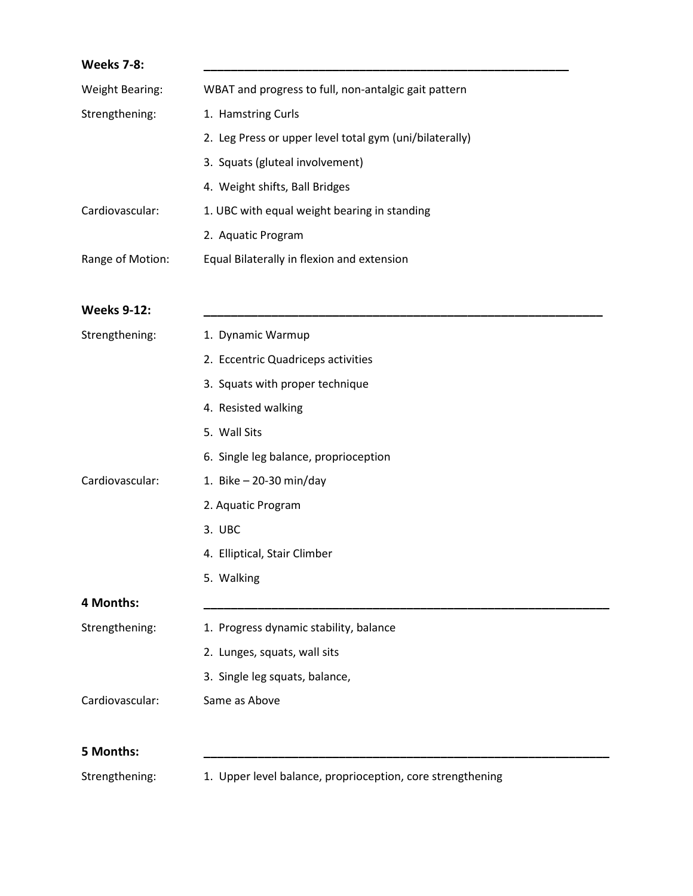## Weeks 7-8:

Weight Bearing: WBAT and progress to full, non-antalgic gait pattern

Strengthening:

1. Hamstring Curls
2. Leg Press or upper level total gym (uni/bilaterally)
3. Squats (gluteal involvement)
4. Weight shifts, Ball Bridges

Cardiovascular:

1. UBC with equal weight bearing in standing
2. Aquatic Program

Range of Motion: Equal Bilaterally in flexion and extension

## Weeks 9-12:

Strengthening:

1. Dynamic Warmup
2. Eccentric Quadriceps activities
3. Squats with proper technique
4. Resisted walking
5. Wall Sits
6. Single leg balance, proprioception

Cardiovascular:

1. Bike – 20-30 min/day
2. Aquatic Program
3. UBC
4. Elliptical, Stair Climber
5. Walking

## 4 Months:

Strengthening:

1. Progress dynamic stability, balance
2. Lunges, squats, wall sits
3. Single leg squats, balance,

Cardiovascular: Same as Above

## 5 Months:

Strengthening:

1. Upper level balance, proprioception, core strengthening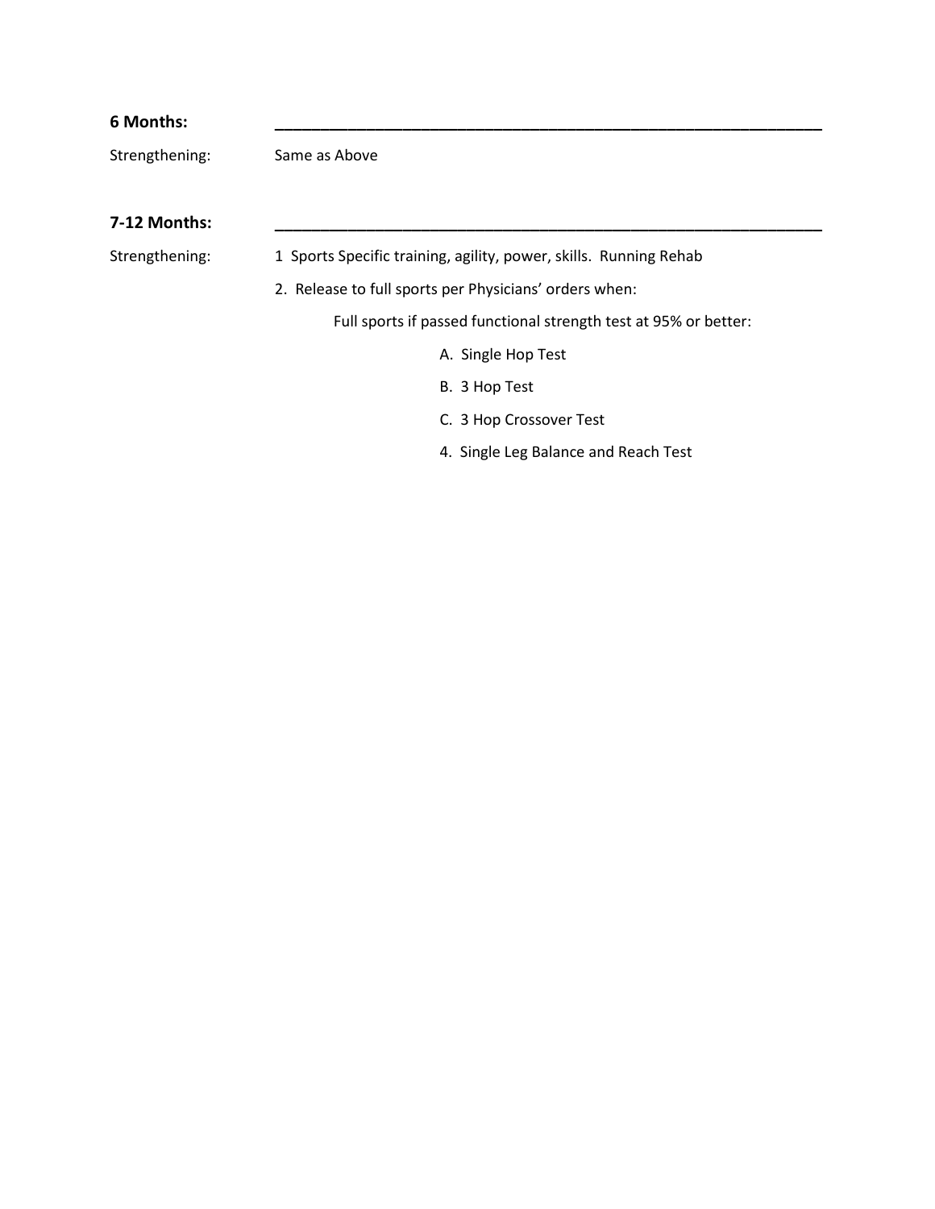**6 Months:**

Strengthening: Same as Above

**7-12 Months:**

Strengthening: 1 Sports Specific training, agility, power, skills. Running Rehab

2. Release to full sports per Physicians' orders when:

Full sports if passed functional strength test at 95% or better:

A. Single Hop Test

B. 3 Hop Test

C. 3 Hop Crossover Test

4. Single Leg Balance and Reach Test